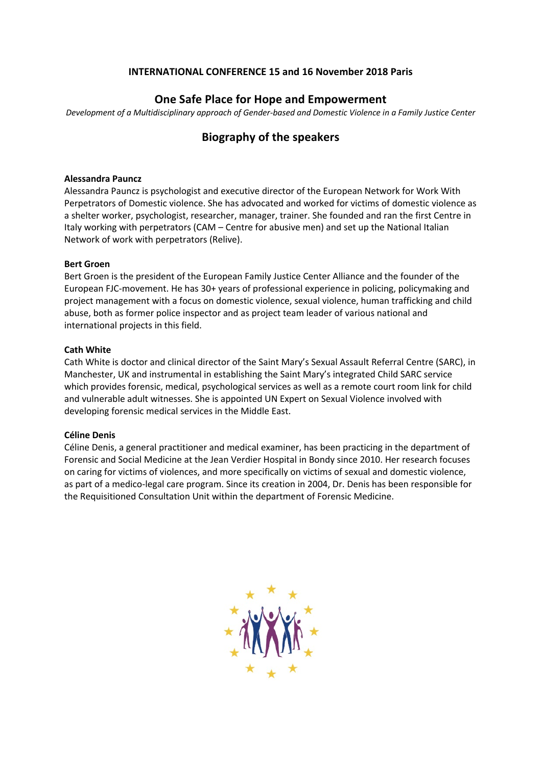**INTERNATIONAL CONFERENCE 15 and 16 November 2018 Paris**

# One Safe Place for Hope and Empowerment

*Development of a Multidisciplinary approach of Gender-based and Domestic Violence in a Family Justice Center*

## Biography of the speakers

**Alessandra Pauncz**

Alessandra Pauncz is psychologist and executive director of the European Network for Work With Perpetrators of Domestic violence. She has advocated and worked for victims of domestic violence as a shelter worker, psychologist, researcher, manager, trainer. She founded and ran the first Centre in Italy working with perpetrators (CAM – Centre for abusive men) and set up the National Italian Network of work with perpetrators (Relive).

**Bert Groen**

Bert Groen is the president of the European Family Justice Center Alliance and the founder of the European FJC-movement. He has 30+ years of professional experience in policing, policymaking and project management with a focus on domestic violence, sexual violence, human trafficking and child abuse, both as former police inspector and as project team leader of various national and international projects in this field.

**Cath White**

Cath White is doctor and clinical director of the Saint Mary's Sexual Assault Referral Centre (SARC), in Manchester, UK and instrumental in establishing the Saint Mary's integrated Child SARC service which provides forensic, medical, psychological services as well as a remote court room link for child and vulnerable adult witnesses. She is appointed UN Expert on Sexual Violence involved with developing forensic medical services in the Middle East.

**Céline Denis**

Céline Denis, a general practitioner and medical examiner, has been practicing in the department of Forensic and Social Medicine at the Jean Verdier Hospital in Bondy since 2010. Her research focuses on caring for victims of violences, and more specifically on victims of sexual and domestic violence, as part of a medico-legal care program. Since its creation in 2004, Dr. Denis has been responsible for the Requisitioned Consultation Unit within the department of Forensic Medicine.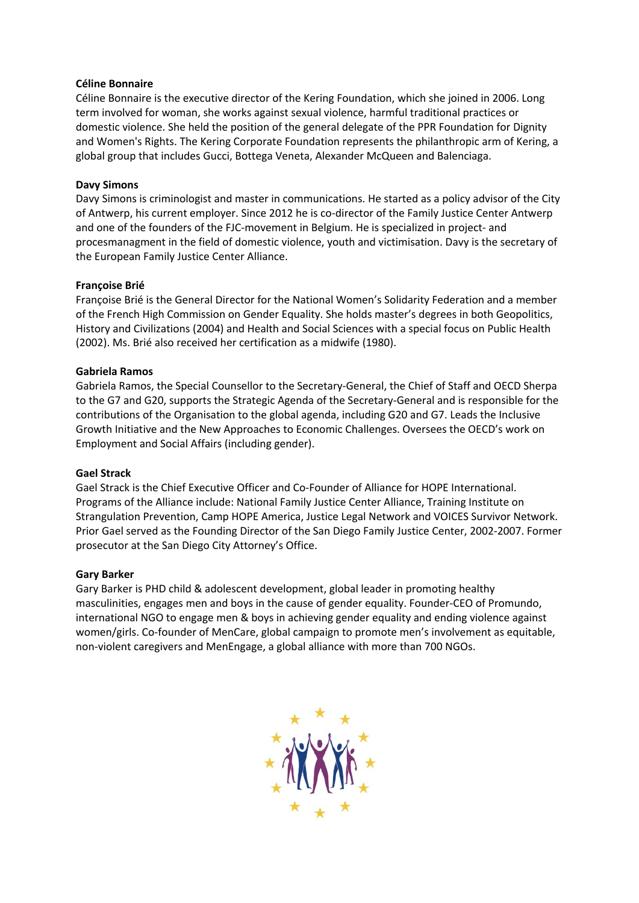**Céline Bonnaire**

Céline Bonnaire is the executive director of the Kering Foundation, which she joined in 2006. Long term involved for woman, she works against sexual violence, harmful traditional practices or domestic violence. She held the position of the general delegate of the PPR Foundation for Dignity and Women's Rights. The Kering Corporate Foundation represents the philanthropic arm of Kering, a global group that includes Gucci, Bottega Veneta, Alexander McQueen and Balenciaga.

**Davy Simons**

Davy Simons is criminologist and master in communications. He started as a policy advisor of the City of Antwerp, his current employer. Since 2012 he is co-director of the Family Justice Center Antwerp and one of the founders of the FJC-movement in Belgium. He is specialized in project- and procesmanagment in the field of domestic violence, youth and victimisation. Davy is the secretary of the European Family Justice Center Alliance.

**Françoise Brié**

Françoise Brié is the General Director for the National Women's Solidarity Federation and a member of the French High Commission on Gender Equality. She holds master's degrees in both Geopolitics, History and Civilizations (2004) and Health and Social Sciences with a special focus on Public Health (2002). Ms. Brié also received her certification as a midwife (1980).

**Gabriela Ramos**

Gabriela Ramos, the Special Counsellor to the Secretary-General, the Chief of Staff and OECD Sherpa to the G7 and G20, supports the Strategic Agenda of the Secretary-General and is responsible for the contributions of the Organisation to the global agenda, including G20 and G7. Leads the Inclusive Growth Initiative and the New Approaches to Economic Challenges. Oversees the OECD's work on Employment and Social Affairs (including gender).

**Gael Strack**

Gael Strack is the Chief Executive Officer and Co-Founder of Alliance for HOPE International. Programs of the Alliance include: National Family Justice Center Alliance, Training Institute on Strangulation Prevention, Camp HOPE America, Justice Legal Network and VOICES Survivor Network. Prior Gael served as the Founding Director of the San Diego Family Justice Center, 2002-2007. Former prosecutor at the San Diego City Attorney's Office.

**Gary Barker**

Gary Barker is PHD child & adolescent development, global leader in promoting healthy masculinities, engages men and boys in the cause of gender equality. Founder-CEO of Promundo, international NGO to engage men & boys in achieving gender equality and ending violence against women/girls. Co-founder of MenCare, global campaign to promote men's involvement as equitable, non-violent caregivers and MenEngage, a global alliance with more than 700 NGOs.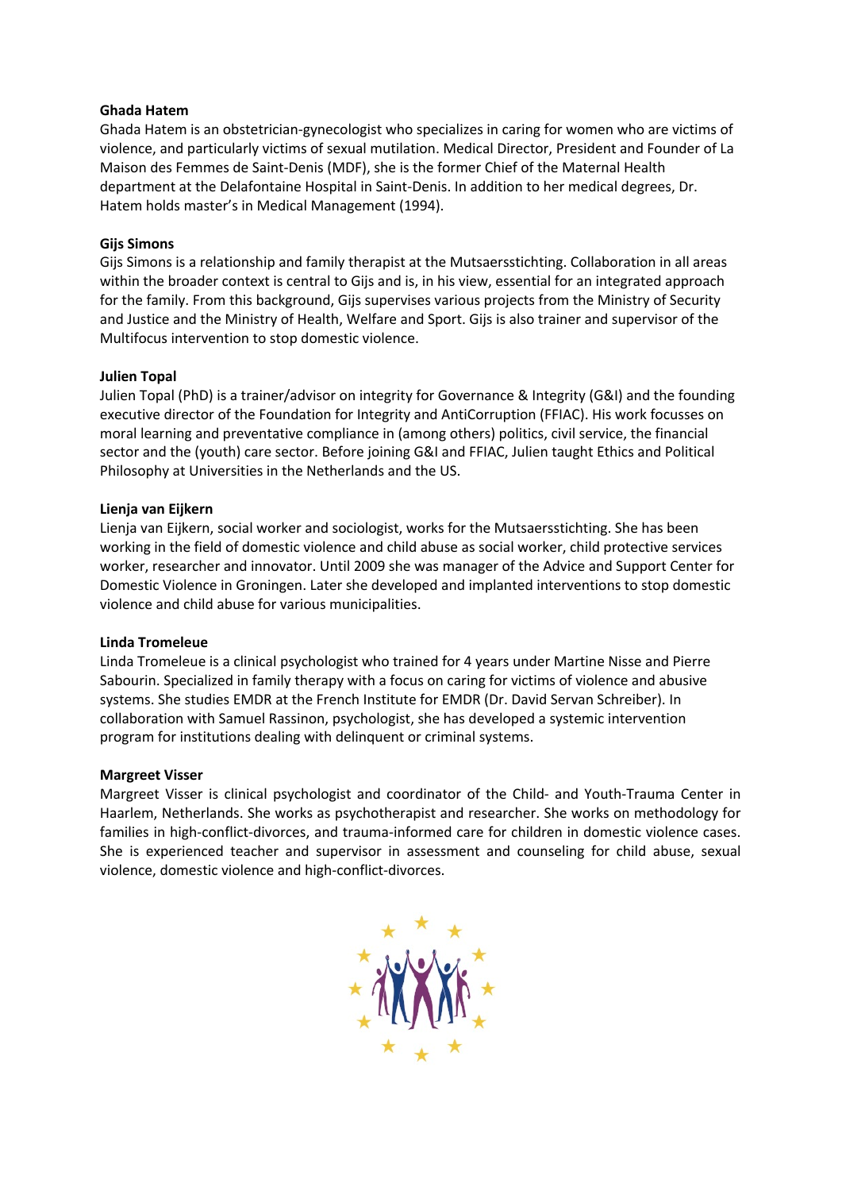**Ghada Hatem**

Ghada Hatem is an obstetrician-gynecologist who specializes in caring for women who are victims of violence, and particularly victims of sexual mutilation. Medical Director, President and Founder of La Maison des Femmes de Saint-Denis (MDF), she is the former Chief of the Maternal Health department at the Delafontaine Hospital in Saint-Denis. In addition to her medical degrees, Dr. Hatem holds master's in Medical Management (1994).

**Gijs Simons**

Gijs Simons is a relationship and family therapist at the Mutsaersstichting. Collaboration in all areas within the broader context is central to Gijs and is, in his view, essential for an integrated approach for the family. From this background, Gijs supervises various projects from the Ministry of Security and Justice and the Ministry of Health, Welfare and Sport. Gijs is also trainer and supervisor of the Multifocus intervention to stop domestic violence.

**Julien Topal**

Julien Topal (PhD) is a trainer/advisor on integrity for Governance & Integrity (G&I) and the founding executive director of the Foundation for Integrity and AntiCorruption (FFIAC). His work focusses on moral learning and preventative compliance in (among others) politics, civil service, the financial sector and the (youth) care sector. Before joining G&I and FFIAC, Julien taught Ethics and Political Philosophy at Universities in the Netherlands and the US.

**Lienja van Eijkern**

Lienja van Eijkern, social worker and sociologist, works for the Mutsaersstichting. She has been working in the field of domestic violence and child abuse as social worker, child protective services worker, researcher and innovator. Until 2009 she was manager of the Advice and Support Center for Domestic Violence in Groningen. Later she developed and implanted interventions to stop domestic violence and child abuse for various municipalities.

**Linda Tromeleue**

Linda Tromeleue is a clinical psychologist who trained for 4 years under Martine Nisse and Pierre Sabourin. Specialized in family therapy with a focus on caring for victims of violence and abusive systems. She studies EMDR at the French Institute for EMDR (Dr. David Servan Schreiber). In collaboration with Samuel Rassinon, psychologist, she has developed a systemic intervention program for institutions dealing with delinquent or criminal systems.

**Margreet Visser**

Margreet Visser is clinical psychologist and coordinator of the Child- and Youth-Trauma Center in Haarlem, Netherlands. She works as psychotherapist and researcher. She works on methodology for families in high-conflict-divorces, and trauma-informed care for children in domestic violence cases. She is experienced teacher and supervisor in assessment and counseling for child abuse, sexual violence, domestic violence and high-conflict-divorces.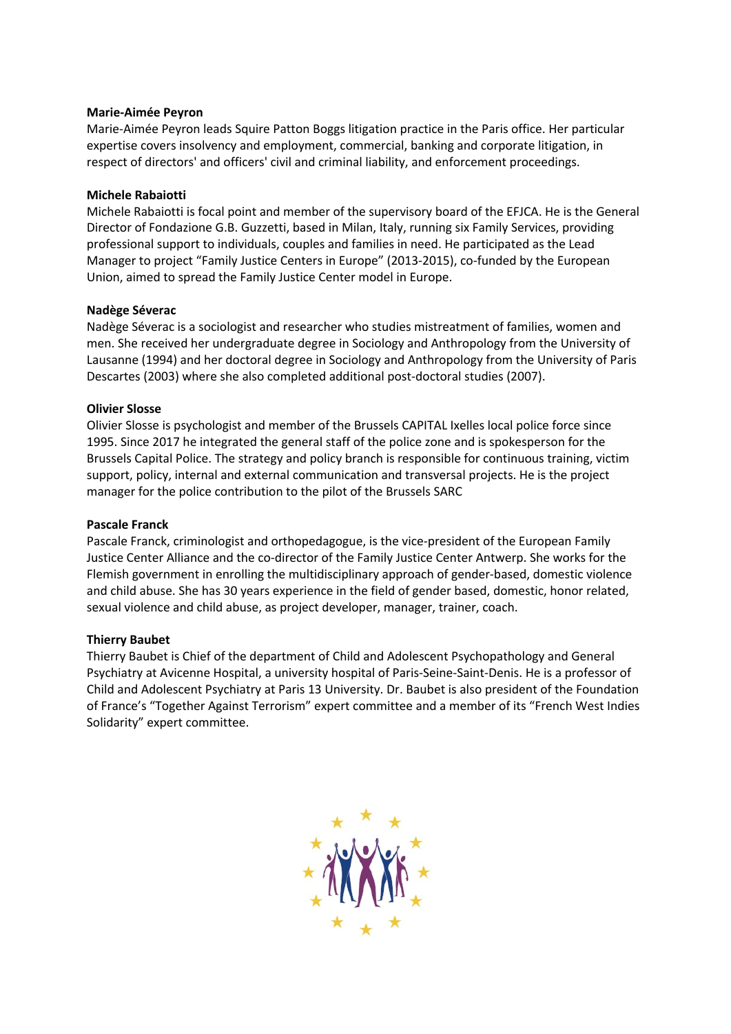**Marie-Aimée Peyron**
Marie-Aimée Peyron leads Squire Patton Boggs litigation practice in the Paris office. Her particular expertise covers insolvency and employment, commercial, banking and corporate litigation, in respect of directors' and officers' civil and criminal liability, and enforcement proceedings.

**Michele Rabaiotti**
Michele Rabaiotti is focal point and member of the supervisory board of the EFJCA. He is the General Director of Fondazione G.B. Guzzetti, based in Milan, Italy, running six Family Services, providing professional support to individuals, couples and families in need. He participated as the Lead Manager to project "Family Justice Centers in Europe" (2013-2015), co-funded by the European Union, aimed to spread the Family Justice Center model in Europe.

**Nadège Séverac**
Nadège Séverac is a sociologist and researcher who studies mistreatment of families, women and men. She received her undergraduate degree in Sociology and Anthropology from the University of Lausanne (1994) and her doctoral degree in Sociology and Anthropology from the University of Paris Descartes (2003) where she also completed additional post-doctoral studies (2007).

**Olivier Slosse**
Olivier Slosse is psychologist and member of the Brussels CAPITAL Ixelles local police force since 1995. Since 2017 he integrated the general staff of the police zone and is spokesperson for the Brussels Capital Police. The strategy and policy branch is responsible for continuous training, victim support, policy, internal and external communication and transversal projects. He is the project manager for the police contribution to the pilot of the Brussels SARC

**Pascale Franck**
Pascale Franck, criminologist and orthopedagogue, is the vice-president of the European Family Justice Center Alliance and the co-director of the Family Justice Center Antwerp. She works for the Flemish government in enrolling the multidisciplinary approach of gender-based, domestic violence and child abuse. She has 30 years experience in the field of gender based, domestic, honor related, sexual violence and child abuse, as project developer, manager, trainer, coach.

**Thierry Baubet**
Thierry Baubet is Chief of the department of Child and Adolescent Psychopathology and General Psychiatry at Avicenne Hospital, a university hospital of Paris-Seine-Saint-Denis. He is a professor of Child and Adolescent Psychiatry at Paris 13 University. Dr. Baubet is also president of the Foundation of France's "Together Against Terrorism" expert committee and a member of its "French West Indies Solidarity" expert committee.